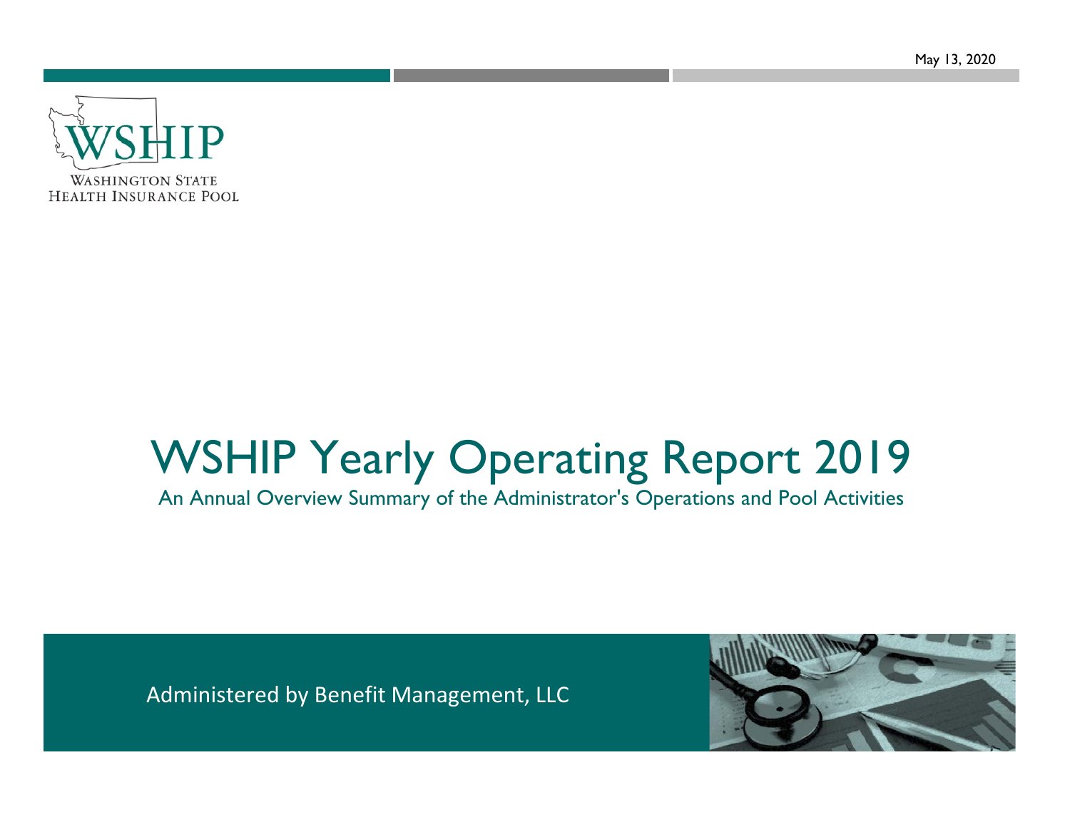May 13, 2020

WSHIP

Washington State Health Insurance Pool

# WSHIP Yearly Operating Report 2019

An Annual Overview Summary of the Administrator's Operations and Pool Activities

Administered by Benefit Management, LLC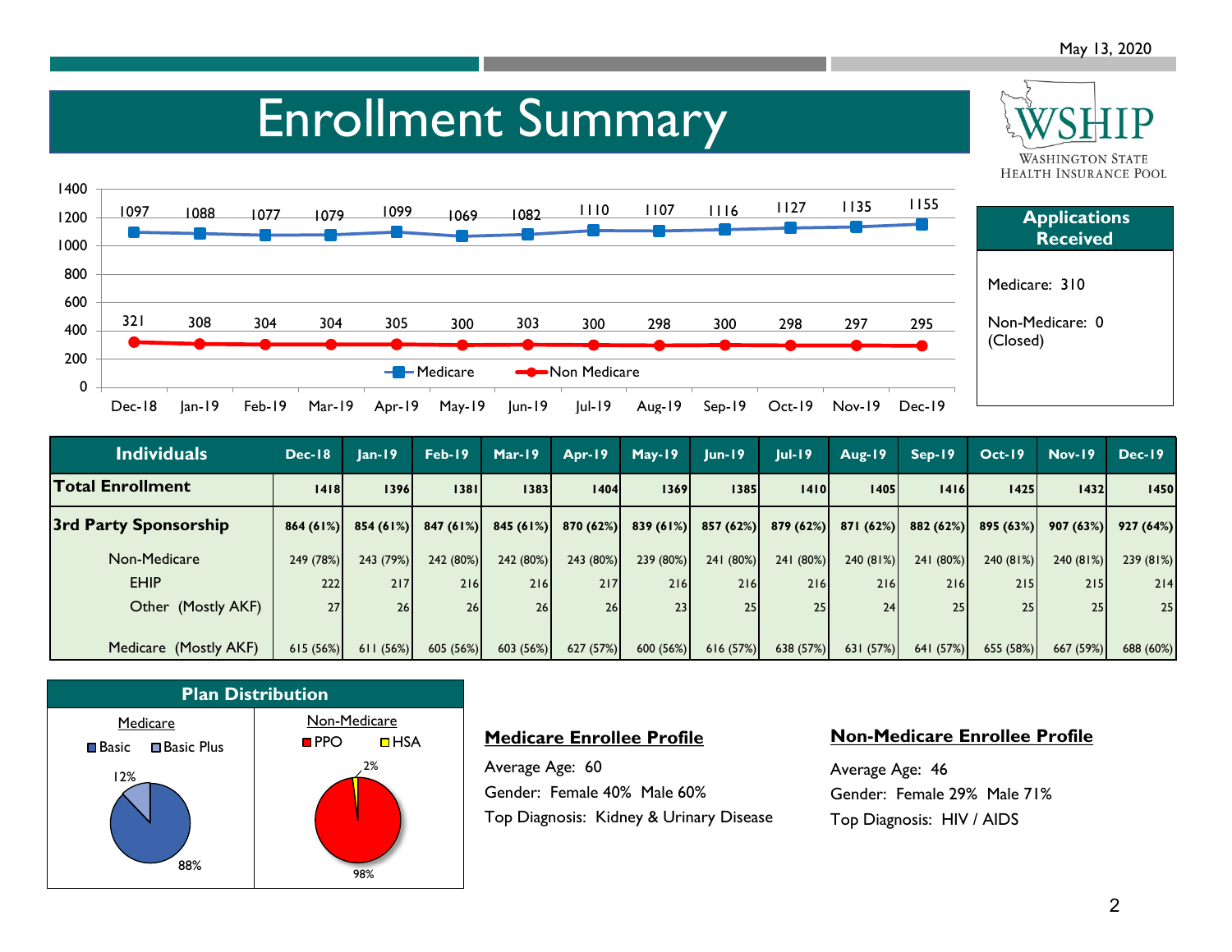May 13, 2020

# Enrollment Summary

WSHIP
WASHINGTON STATE HEALTH INSURANCE POOL

| | Dec-18 | Jan-19 | Feb-19 | Mar-19 | Apr-19 | May-19 | Jun-19 | Jul-19 | Aug-19 | Sep-19 | Oct-19 | Nov-19 | Dec-19 |
|---|---|---|---|---|---|---|---|---|---|---|---|---|---|
| Medicare | 1097 | 1088 | 1077 | 1079 | 1099 | 1069 | 1082 | 1110 | 1107 | 1116 | 1127 | 1135 | 1155 |
| Non Medicare | 321 | 308 | 304 | 304 | 305 | 300 | 303 | 300 | 298 | 300 | 298 | 297 | 295 |

## Applications Received

Medicare: 310

Non-Medicare: 0 (Closed)

| Individuals | Dec-18 | Jan-19 | Feb-19 | Mar-19 | Apr-19 | May-19 | Jun-19 | Jul-19 | Aug-19 | Sep-19 | Oct-19 | Nov-19 | Dec-19 |
|---|---|---|---|---|---|---|---|---|---|---|---|---|---|
| **Total Enrollment** | 1418 | 1396 | 1381 | 1383 | 1404 | 1369 | 1385 | 1410 | 1405 | 1416 | 1425 | 1432 | 1450 |
| **3rd Party Sponsorship** | 864 (61%) | 854 (61%) | 847 (61%) | 845 (61%) | 870 (62%) | 839 (61%) | 857 (62%) | 879 (62%) | 871 (62%) | 882 (62%) | 895 (63%) | 907 (63%) | 927 (64%) |
| Non-Medicare | 249 (78%) | 243 (79%) | 242 (80%) | 242 (80%) | 243 (80%) | 239 (80%) | 241 (80%) | 241 (80%) | 240 (81%) | 241 (80%) | 240 (81%) | 240 (81%) | 239 (81%) |
| EHIP | 222 | 217 | 216 | 216 | 217 | 216 | 216 | 216 | 216 | 216 | 215 | 215 | 214 |
| Other (Mostly AKF) | 27 | 26 | 26 | 26 | 26 | 23 | 25 | 25 | 24 | 25 | 25 | 25 | 25 |
| Medicare (Mostly AKF) | 615 (56%) | 611 (56%) | 605 (56%) | 603 (56%) | 627 (57%) | 600 (56%) | 616 (57%) | 638 (57%) | 631 (57%) | 641 (57%) | 655 (58%) | 667 (59%) | 688 (60%) |

## Plan Distribution

| Medicare | | Non-Medicare | |
|---|---|---|---|
| Basic | 88% | PPO | 98% |
| Basic Plus | 12% | HSA | 2% |

**Medicare Enrollee Profile**

Average Age: 60

Gender: Female 40% Male 60%

Top Diagnosis: Kidney & Urinary Disease

**Non-Medicare Enrollee Profile**

Average Age: 46

Gender: Female 29% Male 71%

Top Diagnosis: HIV / AIDS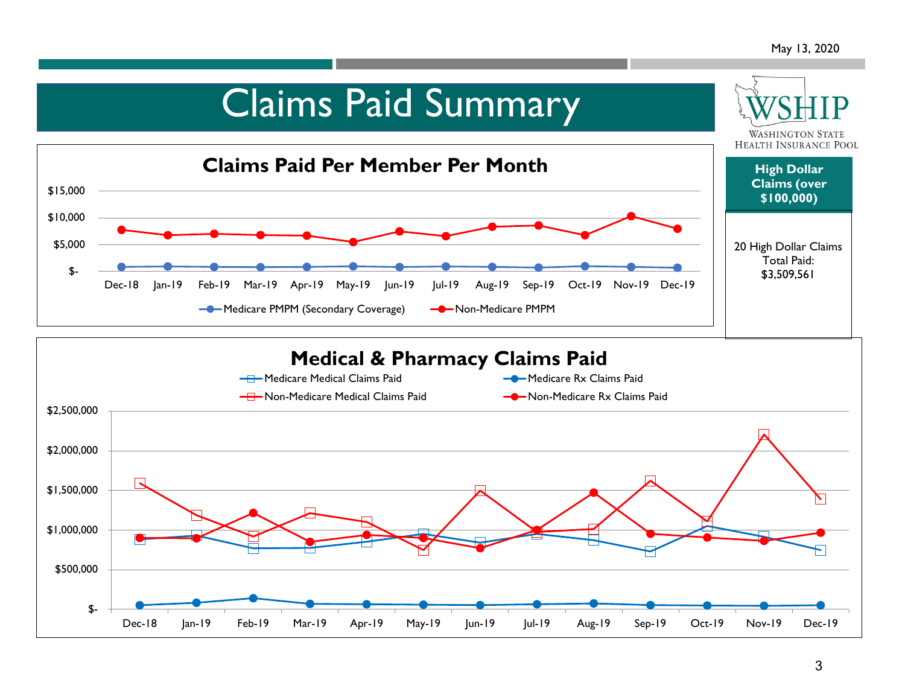May 13, 2020

# Claims Paid Summary

WSHIP — Washington State Health Insurance Pool

## Claims Paid Per Member Per Month

$15,000
$10,000
$5,000
$-

Dec-18 Jan-19 Feb-19 Mar-19 Apr-19 May-19 Jun-19 Jul-19 Aug-19 Sep-19 Oct-19 Nov-19 Dec-19

Medicare PMPM (Secondary Coverage) — Non-Medicare PMPM

## High Dollar Claims (over $100,000)

20 High Dollar Claims Total Paid: $3,509,561

## Medical & Pharmacy Claims Paid

Medicare Medical Claims Paid — Medicare Rx Claims Paid
Non-Medicare Medical Claims Paid — Non-Medicare Rx Claims Paid

$2,500,000
$2,000,000
$1,500,000
$1,000,000
$500,000
$-

Dec-18 Jan-19 Feb-19 Mar-19 Apr-19 May-19 Jun-19 Jul-19 Aug-19 Sep-19 Oct-19 Nov-19 Dec-19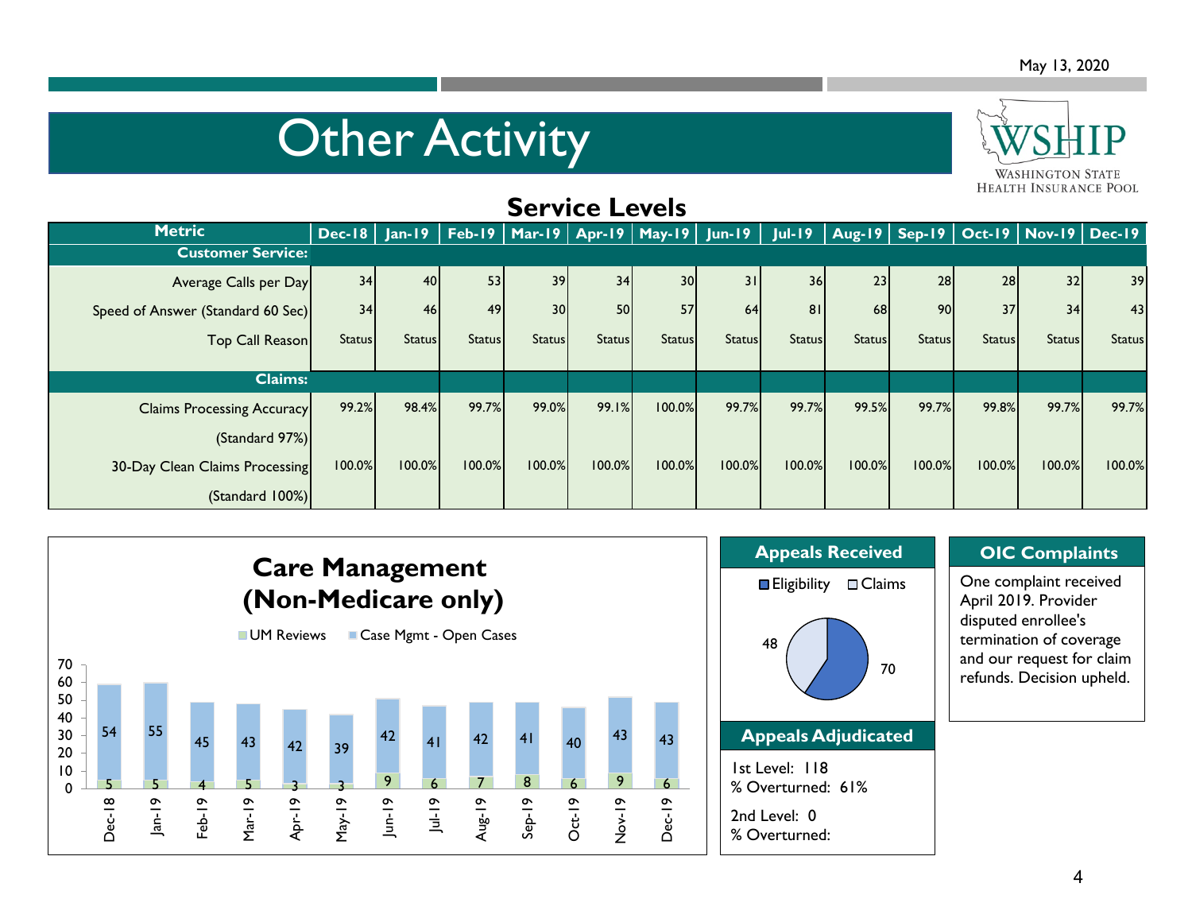# Other Activity

## Service Levels

| Metric | Dec-18 | Jan-19 | Feb-19 | Mar-19 | Apr-19 | May-19 | Jun-19 | Jul-19 | Aug-19 | Sep-19 | Oct-19 | Nov-19 | Dec-19 |
|---|---|---|---|---|---|---|---|---|---|---|---|---|---|
| **Customer Service:** | | | | | | | | | | | | | |
| Average Calls per Day | 34 | 40 | 53 | 39 | 34 | 30 | 31 | 36 | 23 | 28 | 28 | 32 | 39 |
| Speed of Answer (Standard 60 Sec) | 34 | 46 | 49 | 30 | 50 | 57 | 64 | 81 | 68 | 90 | 37 | 34 | 43 |
| Top Call Reason | Status | Status | Status | Status | Status | Status | Status | Status | Status | Status | Status | Status | Status |
| **Claims:** | | | | | | | | | | | | | |
| Claims Processing Accuracy (Standard 97%) | 99.2% | 98.4% | 99.7% | 99.0% | 99.1% | 100.0% | 99.7% | 99.7% | 99.5% | 99.7% | 99.8% | 99.7% | 99.7% |
| 30-Day Clean Claims Processing (Standard 100%) | 100.0% | 100.0% | 100.0% | 100.0% | 100.0% | 100.0% | 100.0% | 100.0% | 100.0% | 100.0% | 100.0% | 100.0% | 100.0% |

## Care Management (Non-Medicare only)

| Month | UM Reviews | Case Mgmt - Open Cases |
|---|---|---|
| Dec-18 | 5 | 54 |
| Jan-19 | 5 | 55 |
| Feb-19 | 4 | 45 |
| Mar-19 | 5 | 43 |
| Apr-19 | 3 | 42 |
| May-19 | 3 | 39 |
| Jun-19 | 9 | 42 |
| Jul-19 | 6 | 41 |
| Aug-19 | 7 | 42 |
| Sep-19 | 8 | 41 |
| Oct-19 | 6 | 40 |
| Nov-19 | 9 | 43 |
| Dec-19 | 6 | 43 |

## Appeals Received

- Eligibility: 70
- Claims: 48

## Appeals Adjudicated

1st Level: 118
% Overturned: 61%

2nd Level: 0
% Overturned:

## OIC Complaints

One complaint received April 2019. Provider disputed enrollee's termination of coverage and our request for claim refunds. Decision upheld.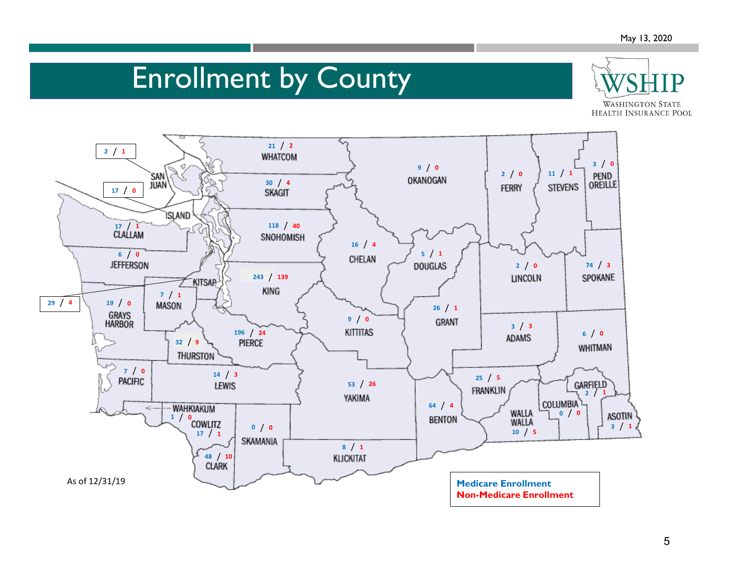# Enrollment by County

| County | Medicare Enrollment | Non-Medicare Enrollment |
|---|---|---|
| San Juan | 2 | 1 |
| Island | 17 | 0 |
| Whatcom | 21 | 2 |
| Skagit | 30 | 4 |
| Okanogan | 9 | 0 |
| Ferry | 2 | 0 |
| Stevens | 11 | 1 |
| Pend Oreille | 3 | 0 |
| Clallam | 17 | 1 |
| Jefferson | 6 | 0 |
| Snohomish | 118 | 40 |
| Chelan | 16 | 4 |
| Douglas | 5 | 1 |
| Lincoln | 2 | 0 |
| Spokane | 74 | 3 |
| Kitsap | 29 | 4 |
| Grays Harbor | 19 | 0 |
| Mason | 7 | 1 |
| King | 243 | 139 |
| Kittitas | 9 | 0 |
| Grant | 26 | 1 |
| Adams | 3 | 3 |
| Whitman | 6 | 0 |
| Thurston | 32 | 9 |
| Pierce | 196 | 24 |
| Pacific | 7 | 0 |
| Lewis | 14 | 3 |
| Yakima | 53 | 26 |
| Benton | 64 | 4 |
| Franklin | 25 | 5 |
| Walla Walla | 10 | 5 |
| Columbia | 0 | 0 |
| Garfield | 2 | 1 |
| Asotin | 3 | 1 |
| Wahkiakum | 1 | 0 |
| Cowlitz | 17 | 1 |
| Skamania | 0 | 0 |
| Klickitat | 8 | 1 |
| Clark | 48 | 10 |

As of 12/31/19

**Medicare Enrollment**
**Non-Medicare Enrollment**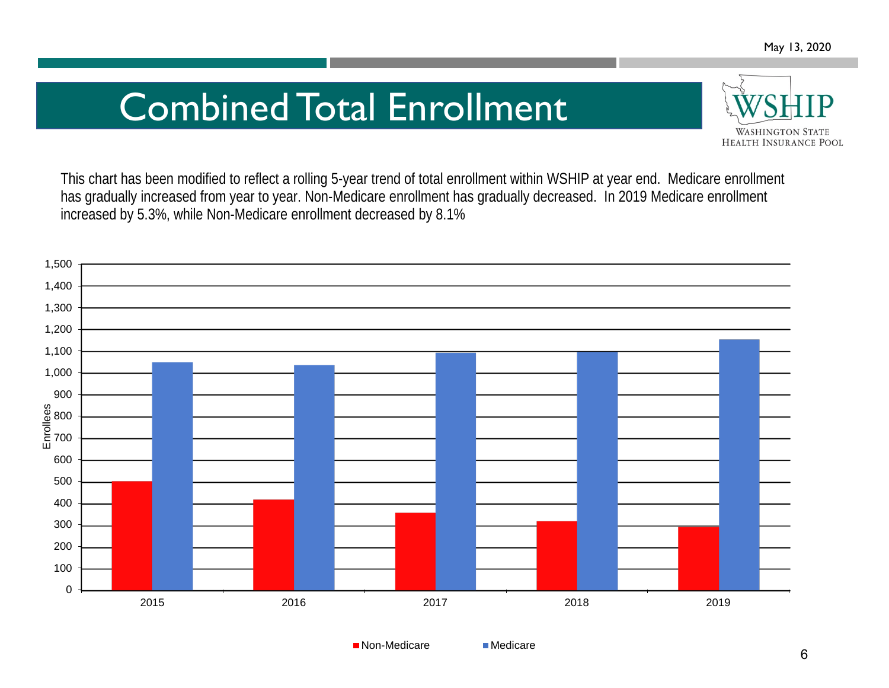# Combined Total Enrollment

This chart has been modified to reflect a rolling 5-year trend of total enrollment within WSHIP at year end. Medicare enrollment has gradually increased from year to year. Non-Medicare enrollment has gradually decreased. In 2019 Medicare enrollment increased by 5.3%, while Non-Medicare enrollment decreased by 8.1%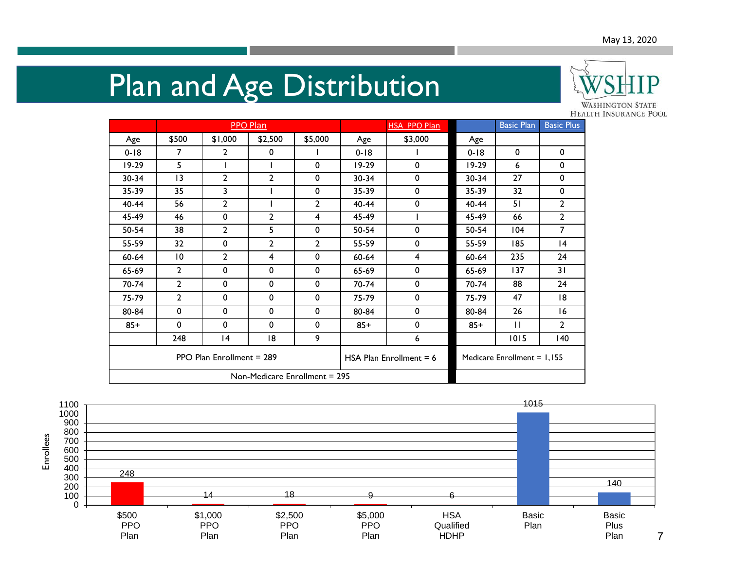# Plan and Age Distribution

| | PPO Plan | | | | | HSA PPO Plan | | Basic Plan | Basic Plus |
|---|---|---|---|---|---|---|---|---|---|
| Age | $500 | $1,000 | $2,500 | $5,000 | Age | $3,000 | Age | | |
| 0-18 | 7 | 2 | 0 | 1 | 0-18 | 1 | 0-18 | 0 | 0 |
| 19-29 | 5 | 1 | 1 | 0 | 19-29 | 0 | 19-29 | 6 | 0 |
| 30-34 | 13 | 2 | 2 | 0 | 30-34 | 0 | 30-34 | 27 | 0 |
| 35-39 | 35 | 3 | 1 | 0 | 35-39 | 0 | 35-39 | 32 | 0 |
| 40-44 | 56 | 2 | 1 | 2 | 40-44 | 0 | 40-44 | 51 | 2 |
| 45-49 | 46 | 0 | 2 | 4 | 45-49 | 1 | 45-49 | 66 | 2 |
| 50-54 | 38 | 2 | 5 | 0 | 50-54 | 0 | 50-54 | 104 | 7 |
| 55-59 | 32 | 0 | 2 | 2 | 55-59 | 0 | 55-59 | 185 | 14 |
| 60-64 | 10 | 2 | 4 | 0 | 60-64 | 4 | 60-64 | 235 | 24 |
| 65-69 | 2 | 0 | 0 | 0 | 65-69 | 0 | 65-69 | 137 | 31 |
| 70-74 | 2 | 0 | 0 | 0 | 70-74 | 0 | 70-74 | 88 | 24 |
| 75-79 | 2 | 0 | 0 | 0 | 75-79 | 0 | 75-79 | 47 | 18 |
| 80-84 | 0 | 0 | 0 | 0 | 80-84 | 0 | 80-84 | 26 | 16 |
| 85+ | 0 | 0 | 0 | 0 | 85+ | 0 | 85+ | 11 | 2 |
| | 248 | 14 | 18 | 9 | | 6 | | 1015 | 140 |
| PPO Plan Enrollment = 289 | | | | | HSA Plan Enrollment = 6 | | Medicare Enrollment = 1,155 | | |
| Non-Medicare Enrollment = 295 | | | | | | | | | |

| Plan | Enrollees |
|---|---|
| $500 PPO Plan | 248 |
| $1,000 PPO Plan | 14 |
| $2,500 PPO Plan | 18 |
| $5,000 PPO Plan | 9 |
| HSA Qualified HDHP | 6 |
| Basic Plan | 1015 |
| Basic Plus Plan | 140 |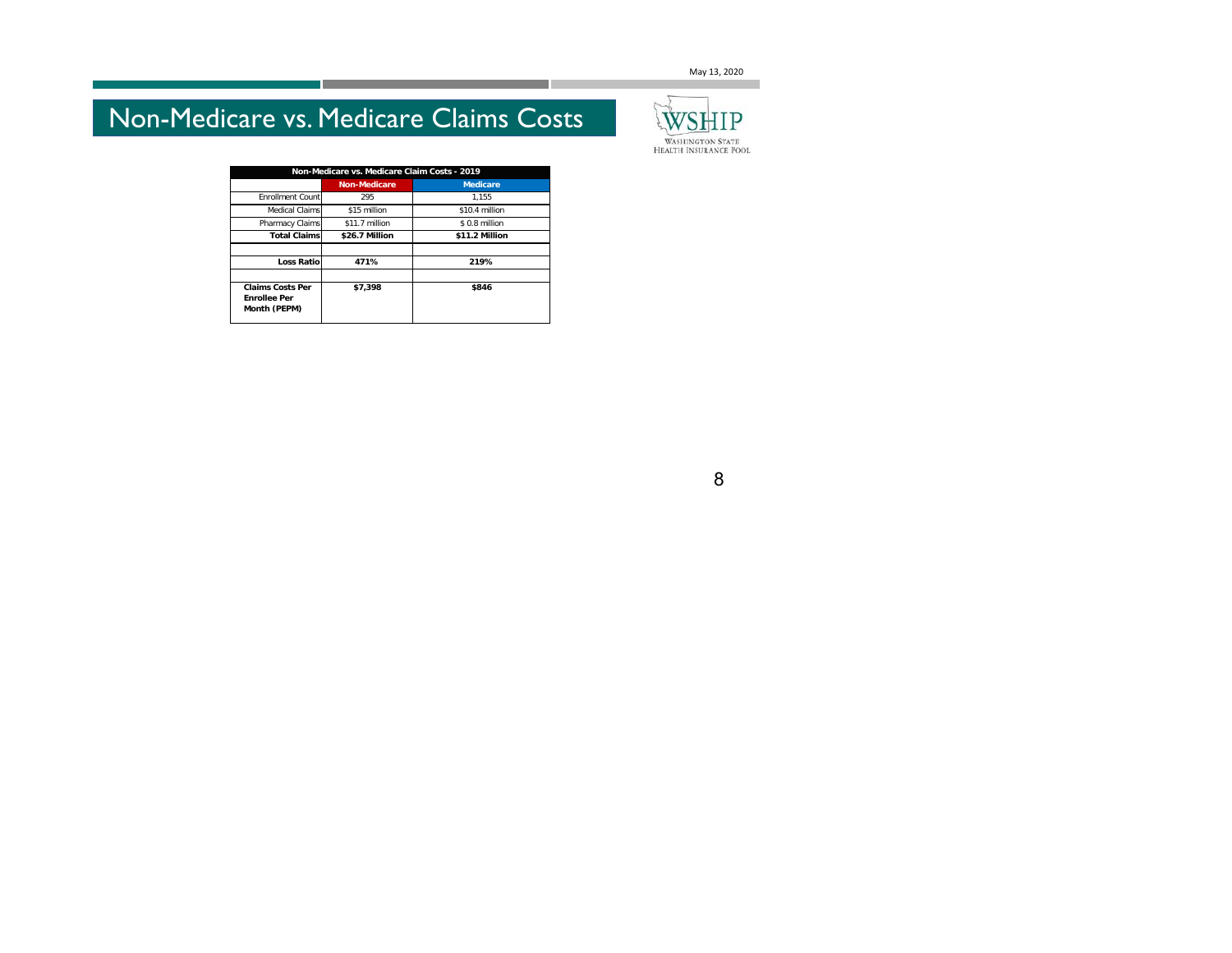# Non-Medicare vs. Medicare Claims Costs

| Non-Medicare vs. Medicare Claim Costs - 2019 | | |
|---|---|---|
| | **Non-Medicare** | **Medicare** |
| Enrollment Count | 295 | 1,155 |
| Medical Claims | $15 million | $10.4 million |
| Pharmacy Claims | $11.7 million | $ 0.8 million |
| **Total Claims** | **$26.7 Million** | **$11.2 Million** |
| | | |
| **Loss Ratio** | **471%** | **219%** |
| | | |
| **Claims Costs Per Enrollee Per Month (PEPM)** | **$7,398** | **$846** |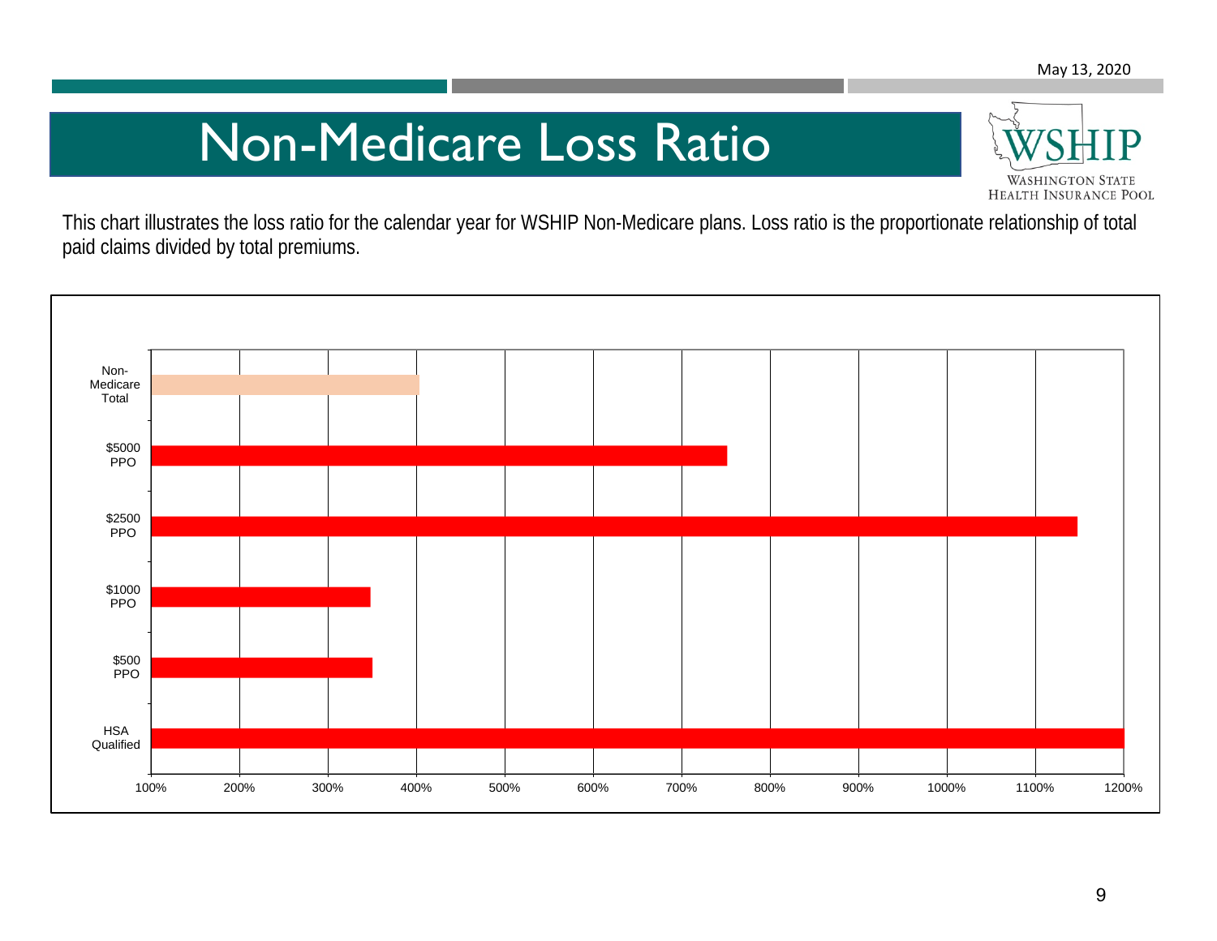# Non-Medicare Loss Ratio

This chart illustrates the loss ratio for the calendar year for WSHIP Non-Medicare plans. Loss ratio is the proportionate relationship of total paid claims divided by total premiums.

Non-Medicare Total

$5000 PPO

$2500 PPO

$1000 PPO

$500 PPO

HSA Qualified

100% 200% 300% 400% 500% 600% 700% 800% 900% 1000% 1100% 1200%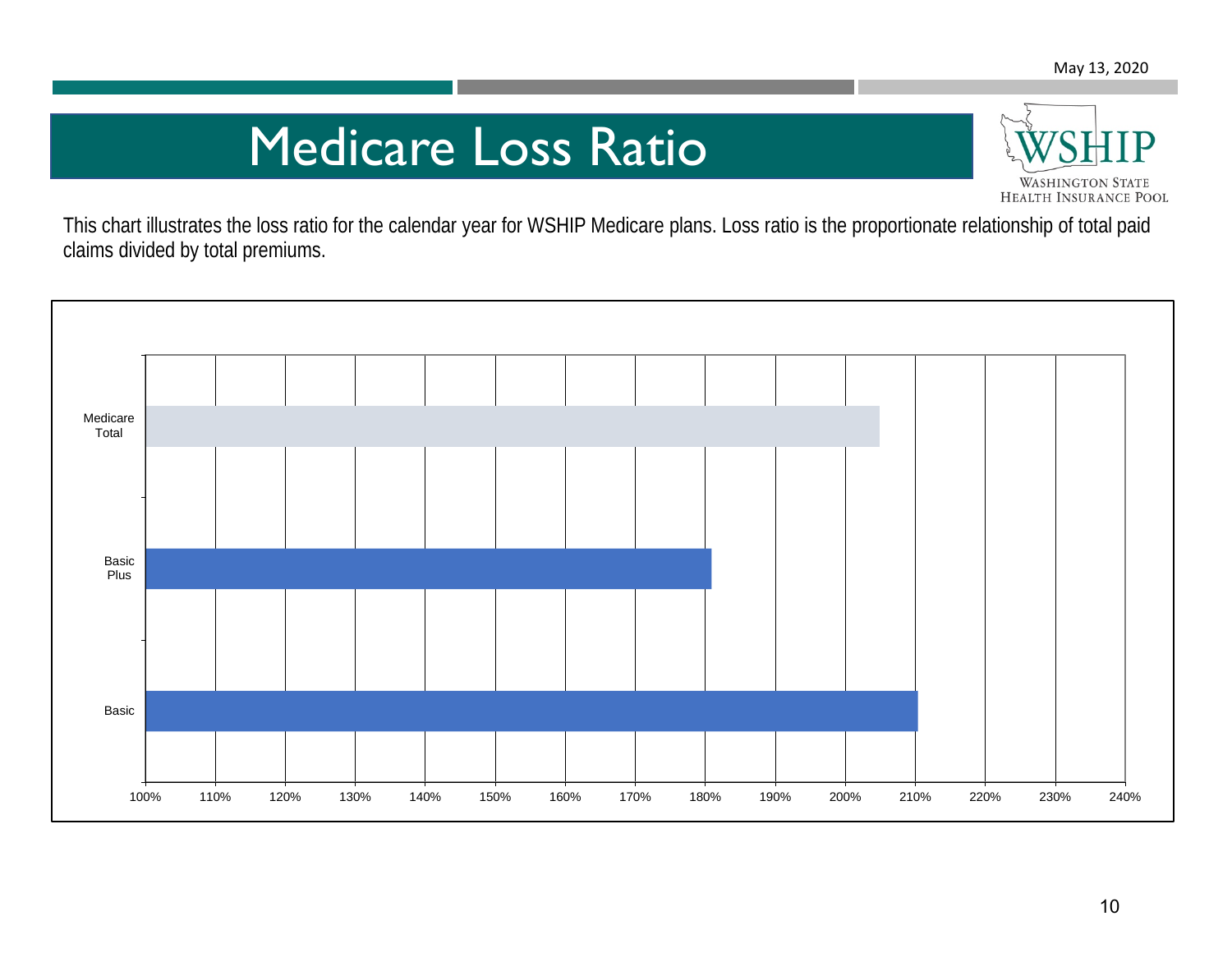# Medicare Loss Ratio

This chart illustrates the loss ratio for the calendar year for WSHIP Medicare plans. Loss ratio is the proportionate relationship of total paid claims divided by total premiums.

Medicare Total

Basic Plus

Basic

100% 110% 120% 130% 140% 150% 160% 170% 180% 190% 200% 210% 220% 230% 240%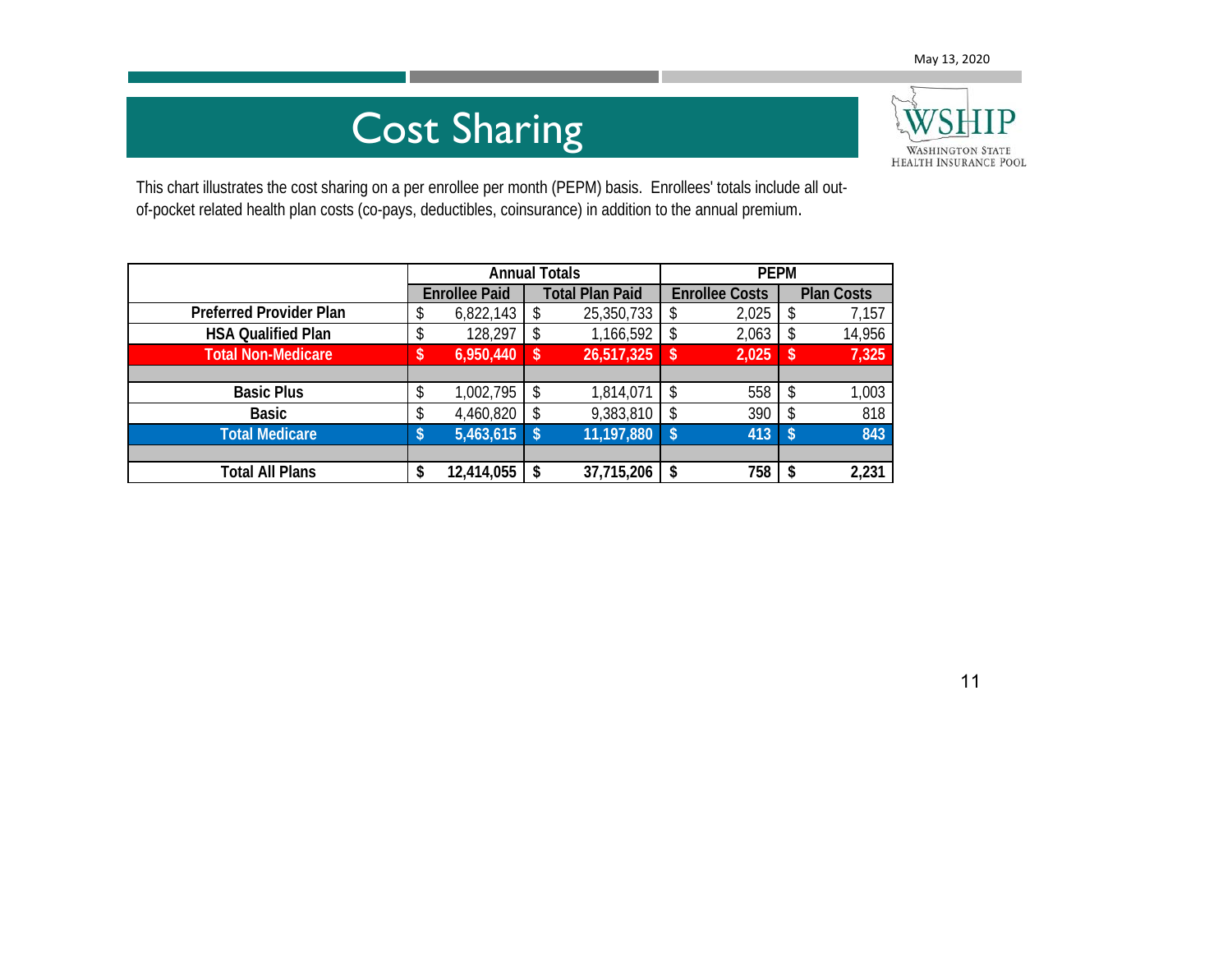# Cost Sharing

This chart illustrates the cost sharing on a per enrollee per month (PEPM) basis. Enrollees' totals include all out-of-pocket related health plan costs (co-pays, deductibles, coinsurance) in addition to the annual premium.

| | Annual Totals | | PEPM | |
|---|---|---|---|---|
| | Enrollee Paid | Total Plan Paid | Enrollee Costs | Plan Costs |
| **Preferred Provider Plan** | $ 6,822,143 | $ 25,350,733 | $ 2,025 | $ 7,157 |
| **HSA Qualified Plan** | $ 128,297 | $ 1,166,592 | $ 2,063 | $ 14,956 |
| **Total Non-Medicare** | **$ 6,950,440** | **$ 26,517,325** | **$ 2,025** | **$ 7,325** |
| | | | | |
| **Basic Plus** | $ 1,002,795 | $ 1,814,071 | $ 558 | $ 1,003 |
| **Basic** | $ 4,460,820 | $ 9,383,810 | $ 390 | $ 818 |
| **Total Medicare** | **$ 5,463,615** | **$ 11,197,880** | **$ 413** | **$ 843** |
| | | | | |
| **Total All Plans** | **$ 12,414,055** | **$ 37,715,206** | **$ 758** | **$ 2,231** |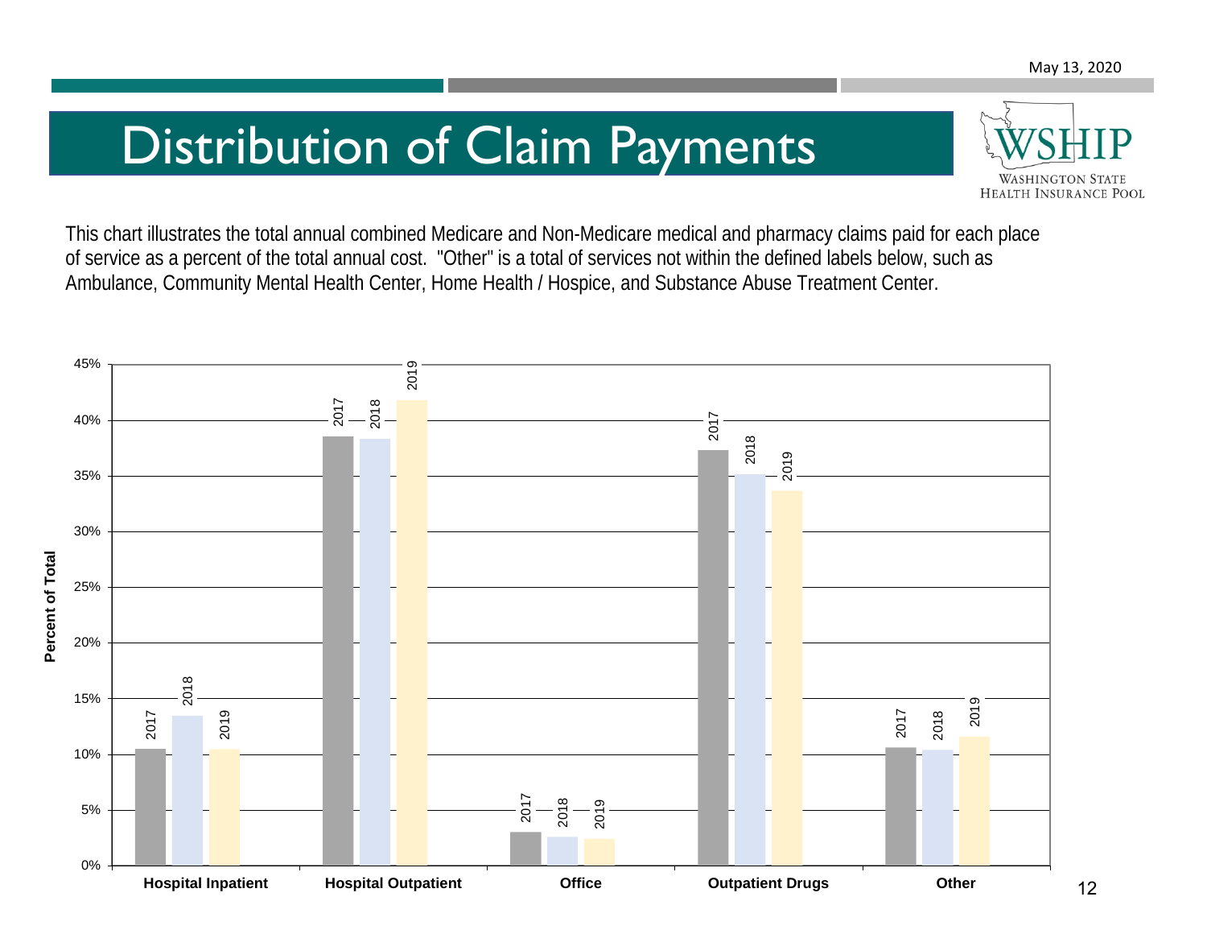# Distribution of Claim Payments

WSHIP
WASHINGTON STATE HEALTH INSURANCE POOL

This chart illustrates the total annual combined Medicare and Non-Medicare medical and pharmacy claims paid for each place of service as a percent of the total annual cost. "Other" is a total of services not within the defined labels below, such as Ambulance, Community Mental Health Center, Home Health / Hospice, and Substance Abuse Treatment Center.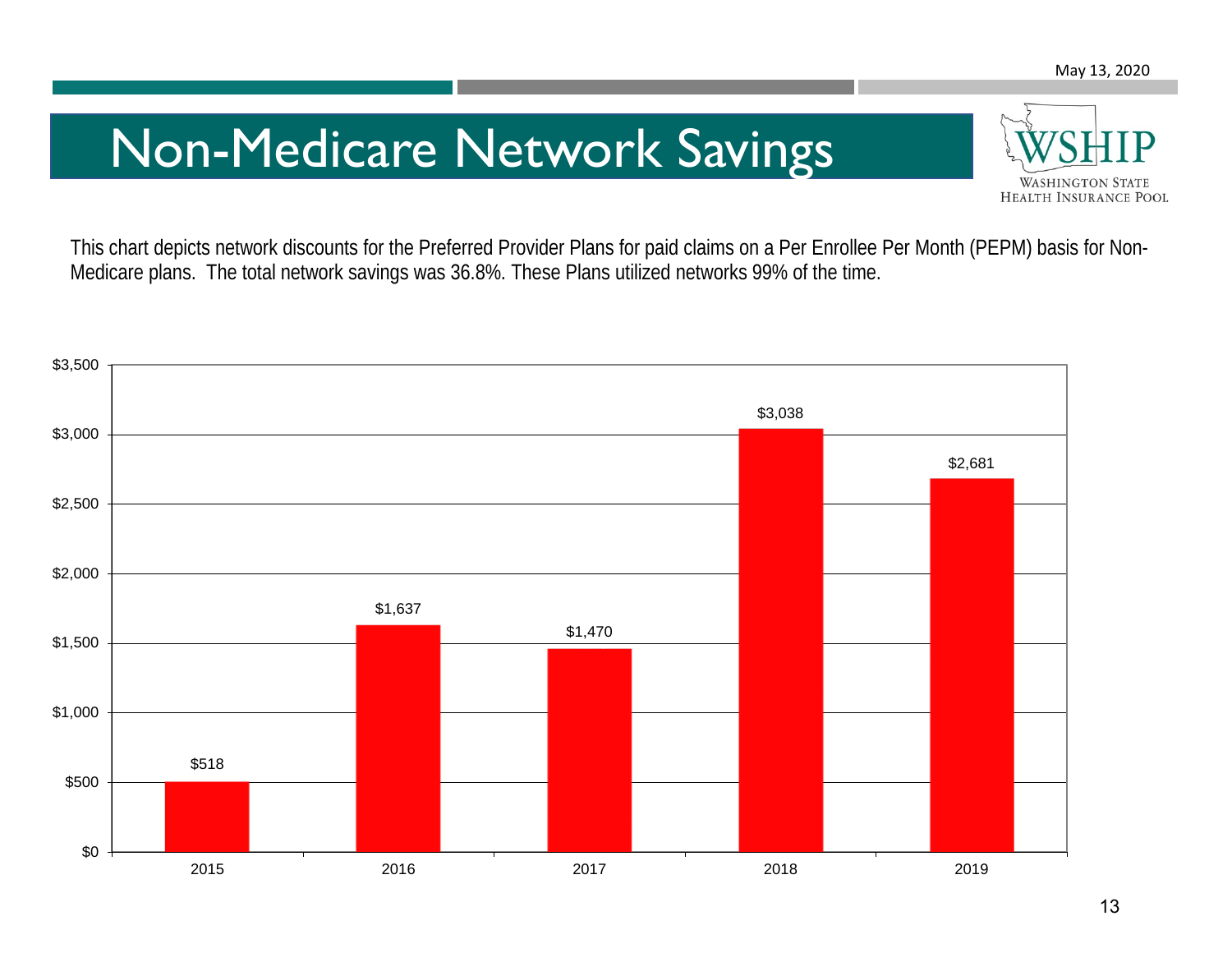# Non-Medicare Network Savings

This chart depicts network discounts for the Preferred Provider Plans for paid claims on a Per Enrollee Per Month (PEPM) basis for Non-Medicare plans.  The total network savings was 36.8%. These Plans utilized networks 99% of the time.

| Year | Network Savings (PEPM) |
|---|---|
| 2015 | $518 |
| 2016 | $1,637 |
| 2017 | $1,470 |
| 2018 | $3,038 |
| 2019 | $2,681 |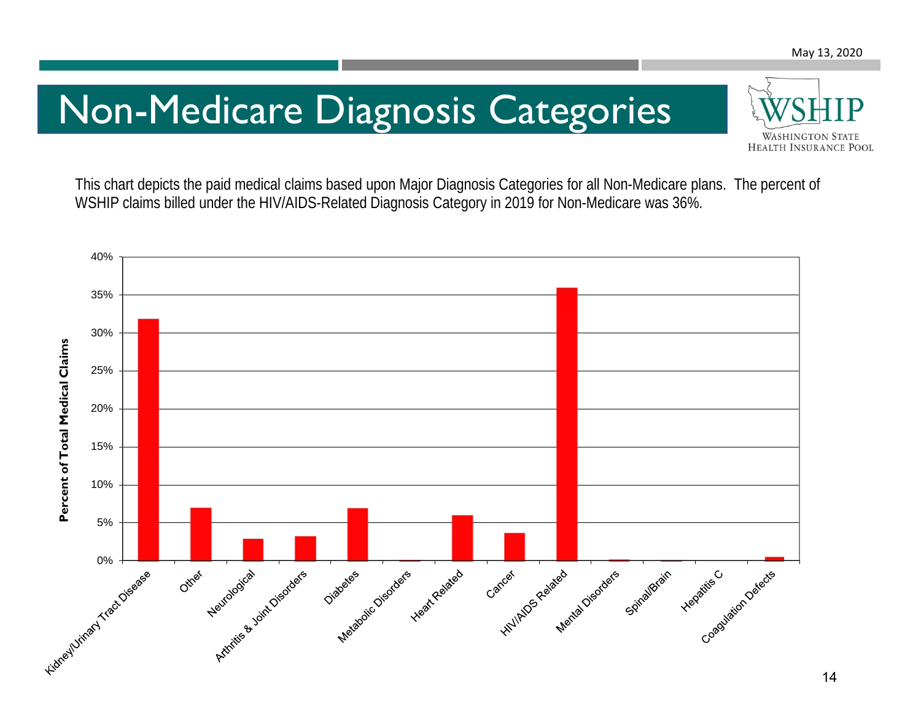# Non-Medicare Diagnosis Categories

This chart depicts the paid medical claims based upon Major Diagnosis Categories for all Non-Medicare plans. The percent of WSHIP claims billed under the HIV/AIDS-Related Diagnosis Category in 2019 for Non-Medicare was 36%.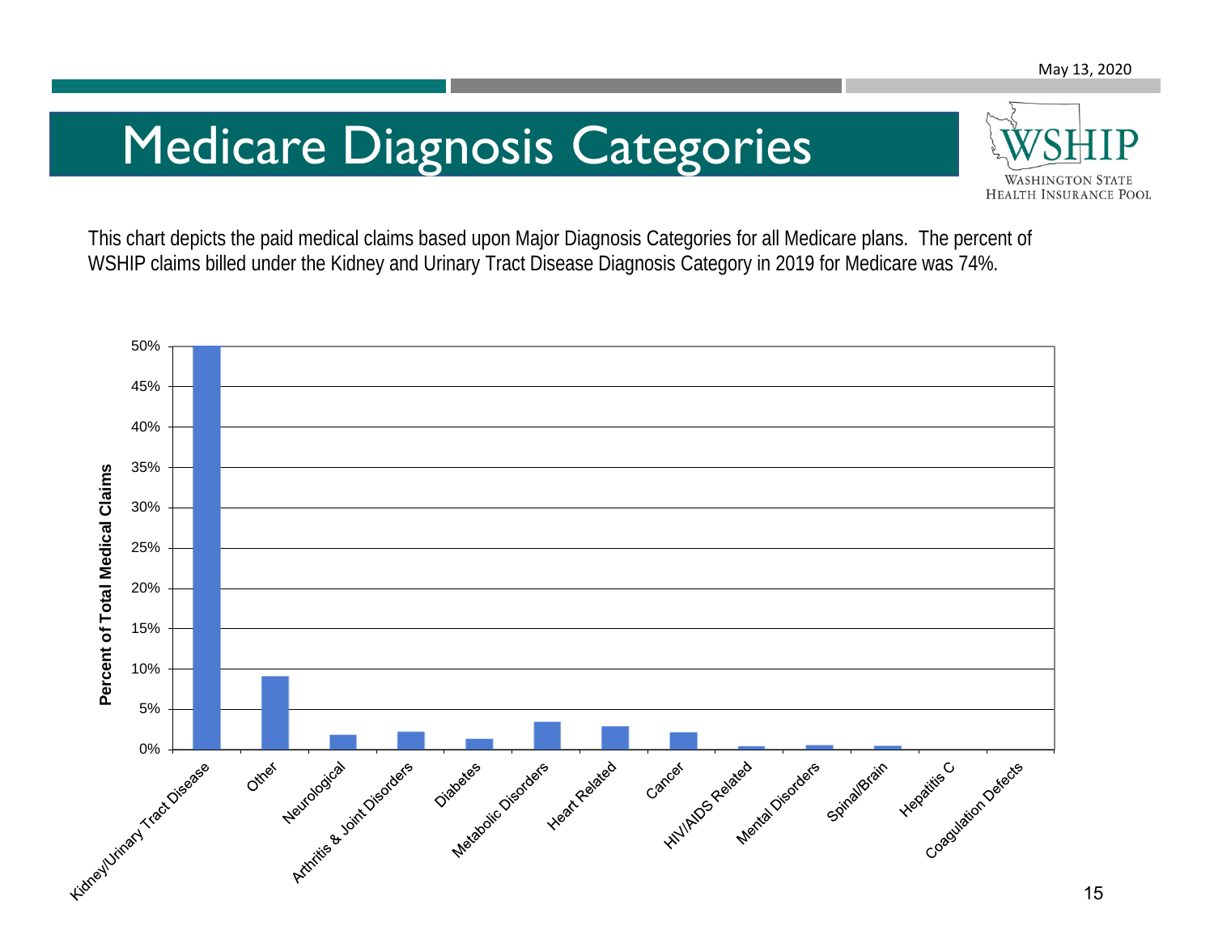# Medicare Diagnosis Categories

WSHIP
WASHINGTON STATE HEALTH INSURANCE POOL

This chart depicts the paid medical claims based upon Major Diagnosis Categories for all Medicare plans. The percent of WSHIP claims billed under the Kidney and Urinary Tract Disease Diagnosis Category in 2019 for Medicare was 74%.

Percent of Total Medical Claims

50%
45%
40%
35%
30%
25%
20%
15%
10%
5%
0%

Kidney/Urinary Tract Disease
Other
Neurological
Arthritis & Joint Disorders
Diabetes
Metabolic Disorders
Heart Related
Cancer
HIV/AIDS Related
Mental Disorders
Spinal/Brain
Hepatitis C
Coagulation Defects